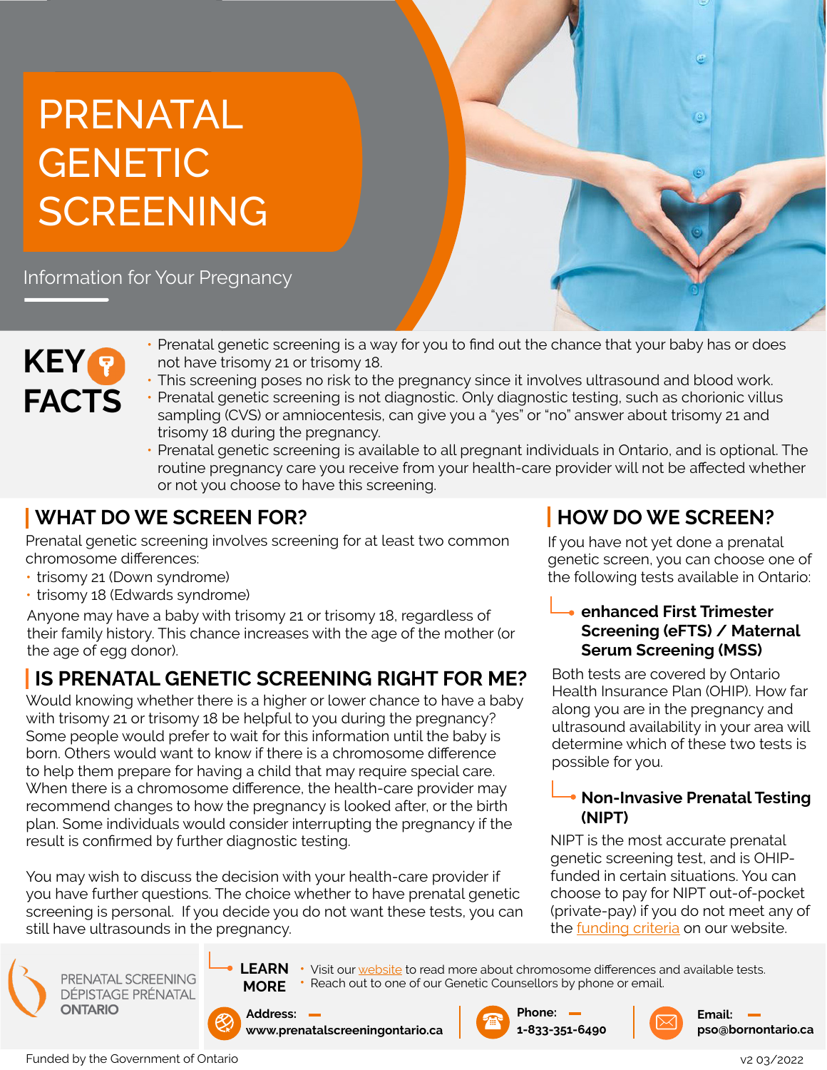# PRENATAL GENETIC SCREENING

Information for Your Pregnancy

## KEY FACTS

- Prenatal genetic screening is a way for you to find out the chance that your baby has or does not have trisomy 21 or trisomy 18.
- This screening poses no risk to the pregnancy since it involves ultrasound and blood work.
- Prenatal genetic screening is not diagnostic. Only diagnostic testing, such as chorionic villus sampling (CVS) or amniocentesis, can give you a "yes" or "no" answer about trisomy 21 and trisomy 18 during the pregnancy.
- Prenatal genetic screening is available to all pregnant individuals in Ontario, and is optional. The routine pregnancy care you receive from your health-care provider will not be affected whether or not you choose to have this screening.

## WHAT DO WE SCREEN FOR?

Prenatal genetic screening involves screening for at least two common chromosome differences:

- trisomy 21 (Down syndrome)
- trisomy 18 (Edwards syndrome)

Anyone may have a baby with trisomy 21 or trisomy 18, regardless of their family history. This chance increases with the age of the mother (or the age of egg donor).

## IS PRENATAL GENETIC SCREENING RIGHT FOR ME?

Would knowing whether there is a higher or lower chance to have a baby with trisomy 21 or trisomy 18 be helpful to you during the pregnancy? Some people would prefer to wait for this information until the baby is born. Others would want to know if there is a chromosome difference to help them prepare for having a child that may require special care. When there is a chromosome difference, the health-care provider may recommend changes to how the pregnancy is looked after, or the birth plan. Some individuals would consider interrupting the pregnancy if the result is confirmed by further diagnostic testing.

You may wish to discuss the decision with your health-care provider if you have further questions. The choice whether to have prenatal genetic screening is personal. If you decide you do not want these tests, you can still have ultrasounds in the pregnancy.

## HOW DO WE SCREEN?

If you have not yet done a prenatal genetic screen, you can choose one of the following tests available in Ontario:

### enhanced First Trimester Screening (eFTS) / Maternal Serum Screening (MSS)

Both tests are covered by Ontario Health Insurance Plan (OHIP). How far along you are in the pregnancy and ultrasound availability in your area will determine which of these two tests is possible for you.

### Non-Invasive Prenatal Testing (NIPT)

NIPT is the most accurate prenatal genetic screening test, and is OHIP-funded in certain situations. You can choose to pay for NIPT out-of-pocket (private-pay) if you do not meet any of the funding criteria on our website.

PRENATAL SCREENING
DÉPISTAGE PRÉNATAL
ONTARIO

**LEARN MORE**

- Visit our website to read more about chromosome differences and available tests.
- Reach out to one of our Genetic Counsellors by phone or email.

**Address:** www.prenatalscreeningontario.ca

**Phone:** 1-833-351-6490

**Email:** pso@bornontario.ca

Funded by the Government of Ontario

v2 03/2022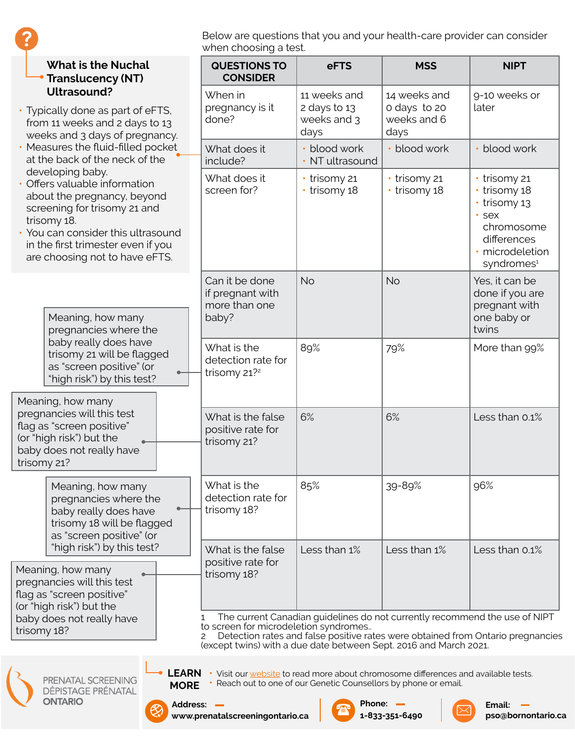## What is the Nuchal Translucency (NT) Ultrasound?

- Typically done as part of eFTS, from 11 weeks and 2 days to 13 weeks and 3 days of pregnancy.
- Measures the fluid-filled pocket at the back of the neck of the developing baby.
- Offers valuable information about the pregnancy, beyond screening for trisomy 21 and trisomy 18.
- You can consider this ultrasound in the first trimester even if you are choosing not to have eFTS.

Below are questions that you and your health-care provider can consider when choosing a test.

| QUESTIONS TO CONSIDER | eFTS | MSS | NIPT |
|---|---|---|---|
| When in pregnancy is it done? | 11 weeks and 2 days to 13 weeks and 3 days | 14 weeks and 0 days to 20 weeks and 6 days | 9-10 weeks or later |
| What does it include? | • blood work • NT ultrasound | • blood work | • blood work |
| What does it screen for? | • trisomy 21 • trisomy 18 | • trisomy 21 • trisomy 18 | • trisomy 21 • trisomy 18 • trisomy 13 • sex chromosome differences • microdeletion syndromes[1] |
| Can it be done if pregnant with more than one baby? | No | No | Yes, it can be done if you are pregnant with one baby or twins |
| What is the detection rate for trisomy 21?[2] | 89% | 79% | More than 99% |
| What is the false positive rate for trisomy 21? | 6% | 6% | Less than 0.1% |
| What is the detection rate for trisomy 18? | 85% | 39-89% | 96% |
| What is the false positive rate for trisomy 18? | Less than 1% | Less than 1% | Less than 0.1% |

Detection rate for trisomy 21: Meaning, how many pregnancies where the baby really does have trisomy 21 will be flagged as "screen positive" (or "high risk") by this test?

False positive rate for trisomy 21: Meaning, how many pregnancies will this test flag as "screen positive" (or "high risk") but the baby does not really have trisomy 21?

Detection rate for trisomy 18: Meaning, how many pregnancies where the baby really does have trisomy 18 will be flagged as "screen positive" (or "high risk") by this test?

False positive rate for trisomy 18: Meaning, how many pregnancies will this test flag as "screen positive" (or "high risk") but the baby does not really have trisomy 18?

1 The current Canadian guidelines do not currently recommend the use of NIPT to screen for microdeletion syndromes..

2 Detection rates and false positive rates were obtained from Ontario pregnancies (except twins) with a due date between Sept. 2016 and March 2021.

PRENATAL SCREENING
DÉPISTAGE PRÉNATAL
ONTARIO

**LEARN MORE**

- Visit our website to read more about chromosome differences and available tests.
- Reach out to one of our Genetic Counsellors by phone or email.

**Address:** www.prenatalscreeningontario.ca

**Phone:** 1-833-351-6490

**Email:** pso@bornontario.ca